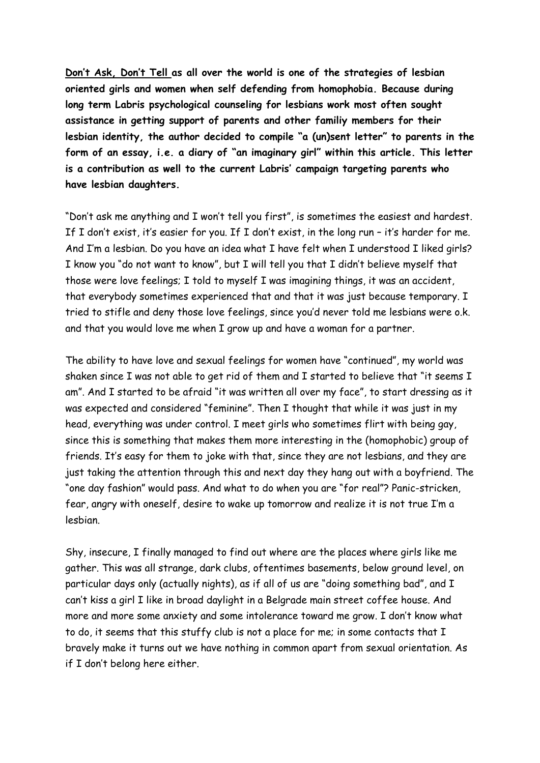**<u>Don't Ask, Don't Tell</u> as all over the world is one of the strategies of lesbian oriented girls and women when self defending from homophobia. Because during long term Labris psychological counseling for lesbians work most often sought assistance in getting support of parents and other familiy members for their lesbian identity, the author decided to compile "a (un)sent letter" to parents in the form of an essay, i.e. a diary of "an imaginary girl" within this article. This letter is a contribution as well to the current Labris' campaign targeting parents who have lesbian daughters.**

"Don't ask me anything and I won't tell you first", is sometimes the easiest and hardest. If I don't exist, it's easier for you. If I don't exist, in the long run – it's harder for me. And I'm a lesbian. Do you have an idea what I have felt when I understood I liked girls? I know you "do not want to know", but I will tell you that I didn't believe myself that those were love feelings; I told to myself I was imagining things, it was an accident, that everybody sometimes experienced that and that it was just because temporary. I tried to stifle and deny those love feelings, since you'd never told me lesbians were o.k. and that you would love me when I grow up and have a woman for a partner.

The ability to have love and sexual feelings for women have "continued", my world was shaken since I was not able to get rid of them and I started to believe that "it seems I am". And I started to be afraid "it was written all over my face", to start dressing as it was expected and considered "feminine". Then I thought that while it was just in my head, everything was under control. I meet girls who sometimes flirt with being gay, since this is something that makes them more interesting in the (homophobic) group of friends. It's easy for them to joke with that, since they are not lesbians, and they are just taking the attention through this and next day they hang out with a boyfriend. The "one day fashion" would pass. And what to do when you are "for real"? Panic-stricken, fear, angry with oneself, desire to wake up tomorrow and realize it is not true I'm a lesbian.

Shy, insecure, I finally managed to find out where are the places where girls like me gather. This was all strange, dark clubs, oftentimes basements, below ground level, on particular days only (actually nights), as if all of us are "doing something bad", and I can't kiss a girl I like in broad daylight in a Belgrade main street coffee house. And more and more some anxiety and some intolerance toward me grow. I don't know what to do, it seems that this stuffy club is not a place for me; in some contacts that I bravely make it turns out we have nothing in common apart from sexual orientation. As if I don't belong here either.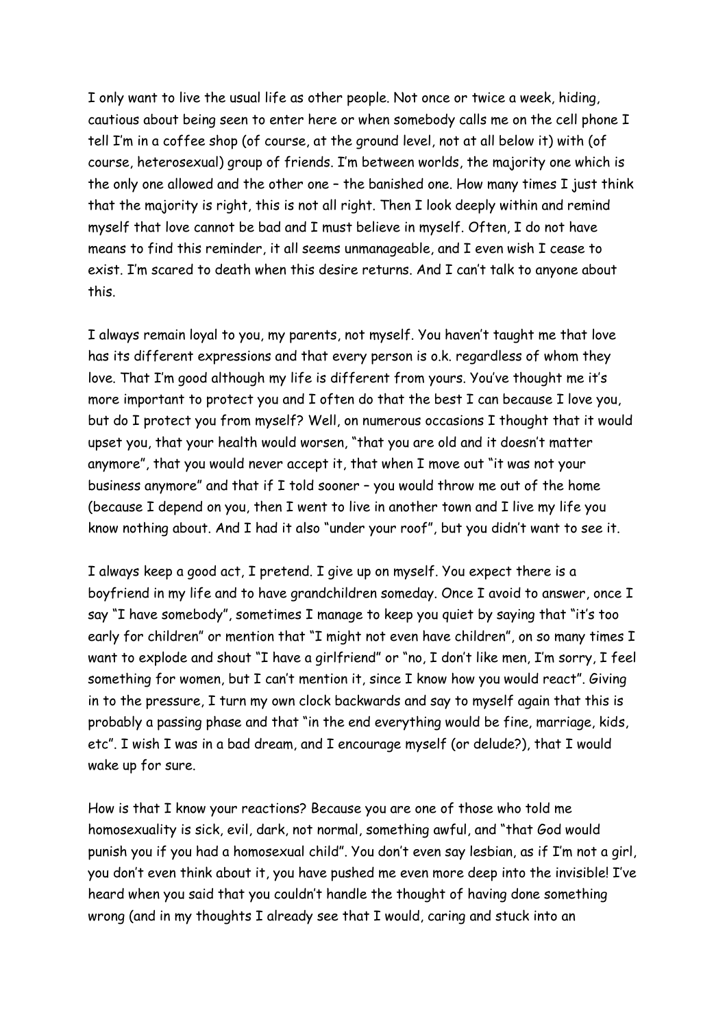I only want to live the usual life as other people. Not once or twice a week, hiding, cautious about being seen to enter here or when somebody calls me on the cell phone I tell I'm in a coffee shop (of course, at the ground level, not at all below it) with (of course, heterosexual) group of friends. I'm between worlds, the majority one which is the only one allowed and the other one – the banished one. How many times I just think that the majority is right, this is not all right. Then I look deeply within and remind myself that love cannot be bad and I must believe in myself. Often, I do not have means to find this reminder, it all seems unmanageable, and I even wish I cease to exist. I'm scared to death when this desire returns. And I can't talk to anyone about this.

I always remain loyal to you, my parents, not myself. You haven't taught me that love has its different expressions and that every person is o.k. regardless of whom they love. That I'm good although my life is different from yours. You've thought me it's more important to protect you and I often do that the best I can because I love you, but do I protect you from myself? Well, on numerous occasions I thought that it would upset you, that your health would worsen, "that you are old and it doesn't matter anymore", that you would never accept it, that when I move out "it was not your business anymore" and that if I told sooner – you would throw me out of the home (because I depend on you, then I went to live in another town and I live my life you know nothing about. And I had it also "under your roof", but you didn't want to see it.

I always keep a good act, I pretend. I give up on myself. You expect there is a boyfriend in my life and to have grandchildren someday. Once I avoid to answer, once I say "I have somebody", sometimes I manage to keep you quiet by saying that "it's too early for children" or mention that "I might not even have children", on so many times I want to explode and shout "I have a girlfriend" or "no, I don't like men, I'm sorry, I feel something for women, but I can't mention it, since I know how you would react". Giving in to the pressure, I turn my own clock backwards and say to myself again that this is probably a passing phase and that "in the end everything would be fine, marriage, kids, etc". I wish I was in a bad dream, and I encourage myself (or delude?), that I would wake up for sure.

How is that I know your reactions? Because you are one of those who told me homosexuality is sick, evil, dark, not normal, something awful, and "that God would punish you if you had a homosexual child". You don't even say lesbian, as if I'm not a girl, you don't even think about it, you have pushed me even more deep into the invisible! I've heard when you said that you couldn't handle the thought of having done something wrong (and in my thoughts I already see that I would, caring and stuck into an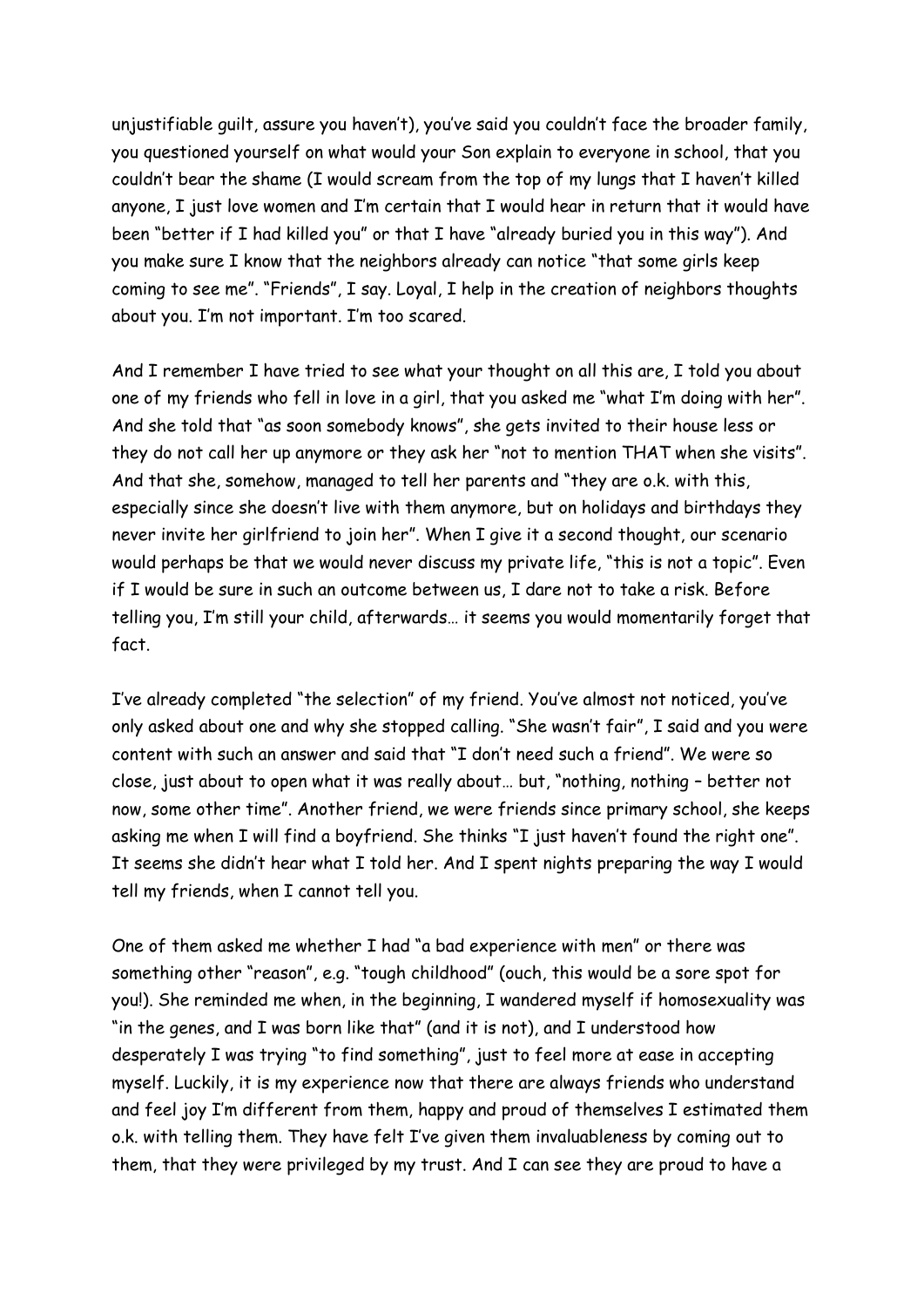unjustifiable guilt, assure you haven't), you've said you couldn't face the broader family, you questioned yourself on what would your Son explain to everyone in school, that you couldn't bear the shame (I would scream from the top of my lungs that I haven't killed anyone, I just love women and I'm certain that I would hear in return that it would have been "better if I had killed you" or that I have "already buried you in this way"). And you make sure I know that the neighbors already can notice "that some girls keep coming to see me". "Friends", I say. Loyal, I help in the creation of neighbors thoughts about you. I'm not important. I'm too scared.

And I remember I have tried to see what your thought on all this are, I told you about one of my friends who fell in love in a girl, that you asked me "what I'm doing with her". And she told that "as soon somebody knows", she gets invited to their house less or they do not call her up anymore or they ask her "not to mention THAT when she visits". And that she, somehow, managed to tell her parents and "they are o.k. with this, especially since she doesn't live with them anymore, but on holidays and birthdays they never invite her girlfriend to join her". When I give it a second thought, our scenario would perhaps be that we would never discuss my private life, "this is not a topic". Even if I would be sure in such an outcome between us, I dare not to take a risk. Before telling you, I'm still your child, afterwards… it seems you would momentarily forget that fact.

I've already completed "the selection" of my friend. You've almost not noticed, you've only asked about one and why she stopped calling. "She wasn't fair", I said and you were content with such an answer and said that "I don't need such a friend". We were so close, just about to open what it was really about… but, "nothing, nothing – better not now, some other time". Another friend, we were friends since primary school, she keeps asking me when I will find a boyfriend. She thinks "I just haven't found the right one". It seems she didn't hear what I told her. And I spent nights preparing the way I would tell my friends, when I cannot tell you.

One of them asked me whether I had "a bad experience with men" or there was something other "reason", e.g. "tough childhood" (ouch, this would be a sore spot for you!). She reminded me when, in the beginning, I wandered myself if homosexuality was "in the genes, and I was born like that" (and it is not), and I understood how desperately I was trying "to find something", just to feel more at ease in accepting myself. Luckily, it is my experience now that there are always friends who understand and feel joy I'm different from them, happy and proud of themselves I estimated them o.k. with telling them. They have felt I've given them invaluableness by coming out to them, that they were privileged by my trust. And I can see they are proud to have a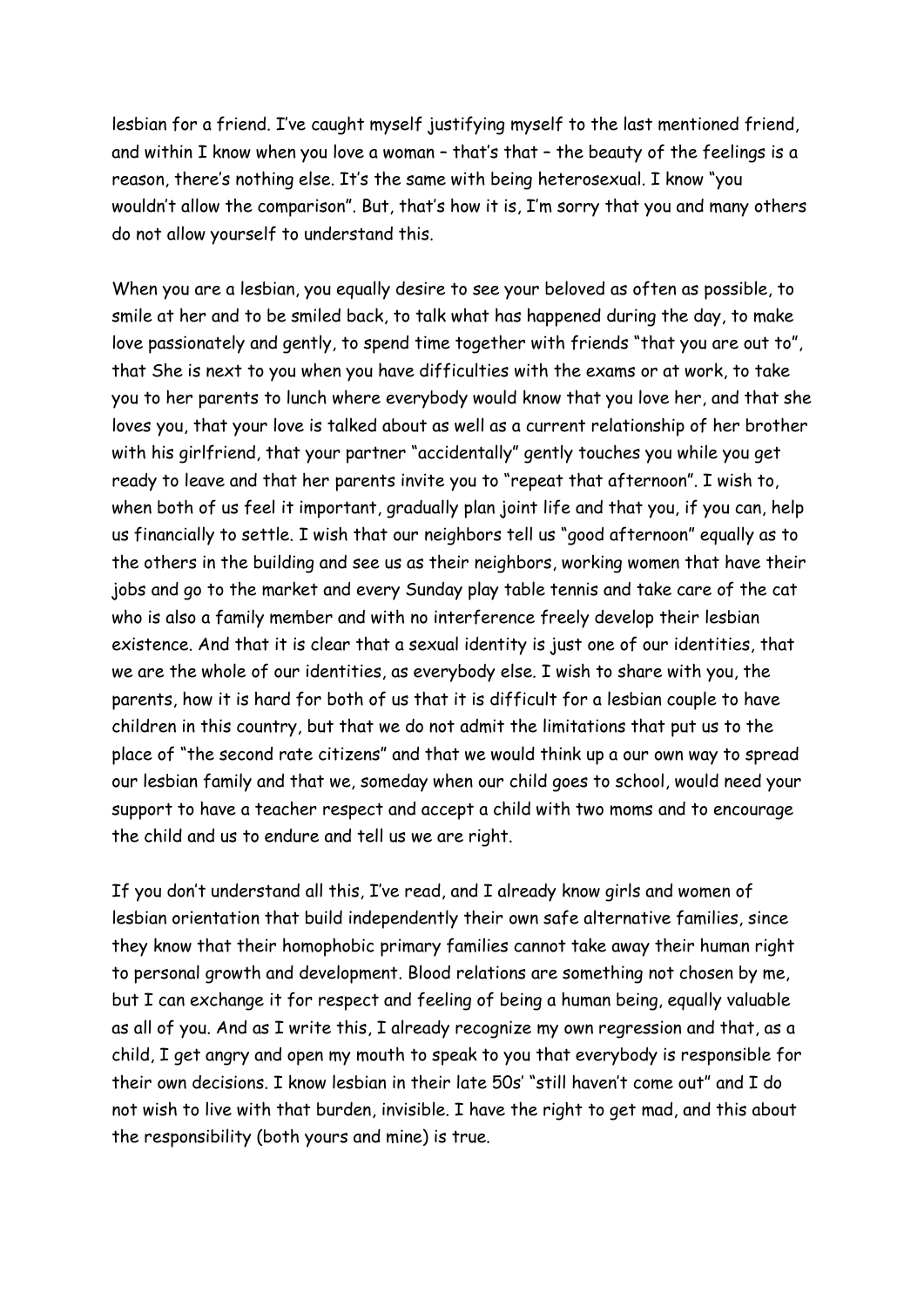lesbian for a friend. I've caught myself justifying myself to the last mentioned friend, and within I know when you love a woman – that's that – the beauty of the feelings is a reason, there's nothing else. It's the same with being heterosexual. I know "you wouldn't allow the comparison". But, that's how it is, I'm sorry that you and many others do not allow yourself to understand this.

When you are a lesbian, you equally desire to see your beloved as often as possible, to smile at her and to be smiled back, to talk what has happened during the day, to make love passionately and gently, to spend time together with friends "that you are out to", that She is next to you when you have difficulties with the exams or at work, to take you to her parents to lunch where everybody would know that you love her, and that she loves you, that your love is talked about as well as a current relationship of her brother with his girlfriend, that your partner "accidentally" gently touches you while you get ready to leave and that her parents invite you to "repeat that afternoon". I wish to, when both of us feel it important, gradually plan joint life and that you, if you can, help us financially to settle. I wish that our neighbors tell us "good afternoon" equally as to the others in the building and see us as their neighbors, working women that have their jobs and go to the market and every Sunday play table tennis and take care of the cat who is also a family member and with no interference freely develop their lesbian existence. And that it is clear that a sexual identity is just one of our identities, that we are the whole of our identities, as everybody else. I wish to share with you, the parents, how it is hard for both of us that it is difficult for a lesbian couple to have children in this country, but that we do not admit the limitations that put us to the place of "the second rate citizens" and that we would think up a our own way to spread our lesbian family and that we, someday when our child goes to school, would need your support to have a teacher respect and accept a child with two moms and to encourage the child and us to endure and tell us we are right.

If you don't understand all this, I've read, and I already know girls and women of lesbian orientation that build independently their own safe alternative families, since they know that their homophobic primary families cannot take away their human right to personal growth and development. Blood relations are something not chosen by me, but I can exchange it for respect and feeling of being a human being, equally valuable as all of you. And as I write this, I already recognize my own regression and that, as a child, I get angry and open my mouth to speak to you that everybody is responsible for their own decisions. I know lesbian in their late 50s' "still haven't come out" and I do not wish to live with that burden, invisible. I have the right to get mad, and this about the responsibility (both yours and mine) is true.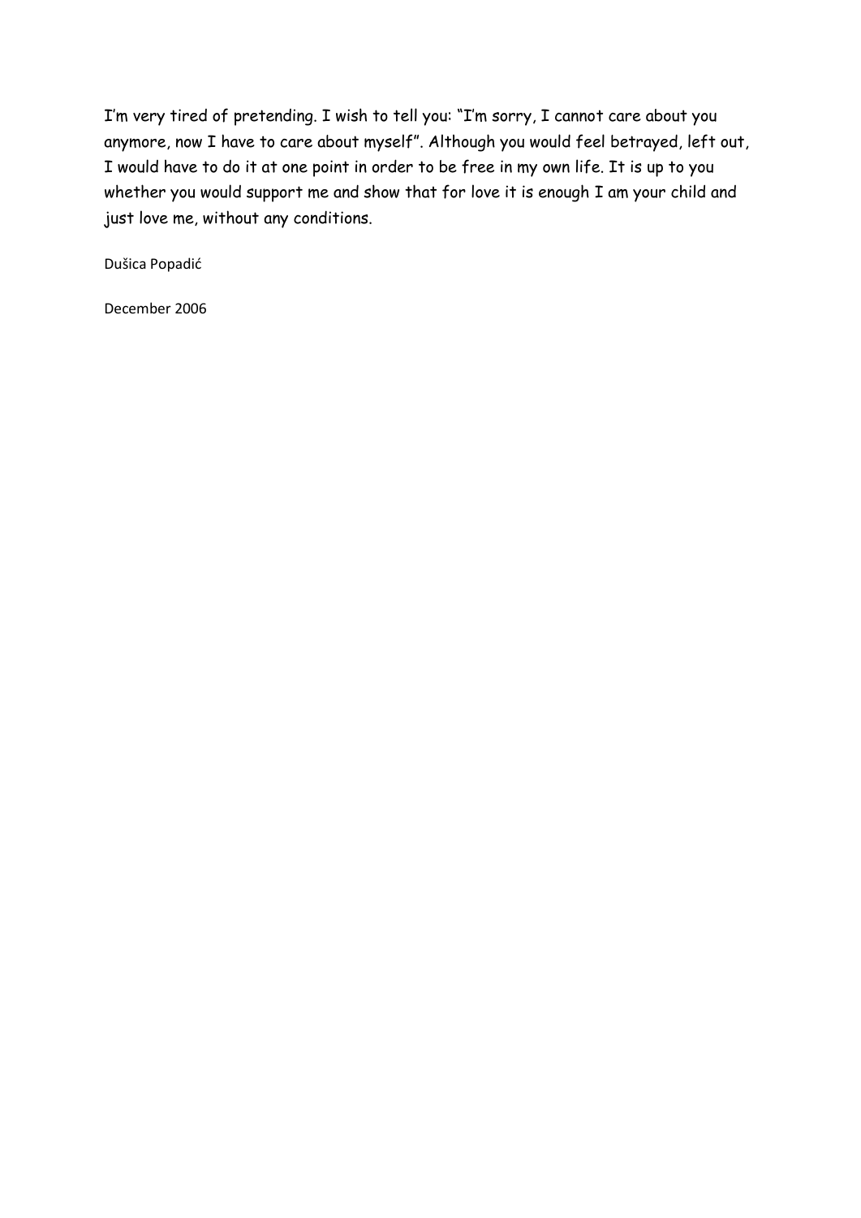I'm very tired of pretending. I wish to tell you: "I'm sorry, I cannot care about you anymore, now I have to care about myself". Although you would feel betrayed, left out, I would have to do it at one point in order to be free in my own life. It is up to you whether you would support me and show that for love it is enough I am your child and just love me, without any conditions.

Dušica Popadić

December 2006